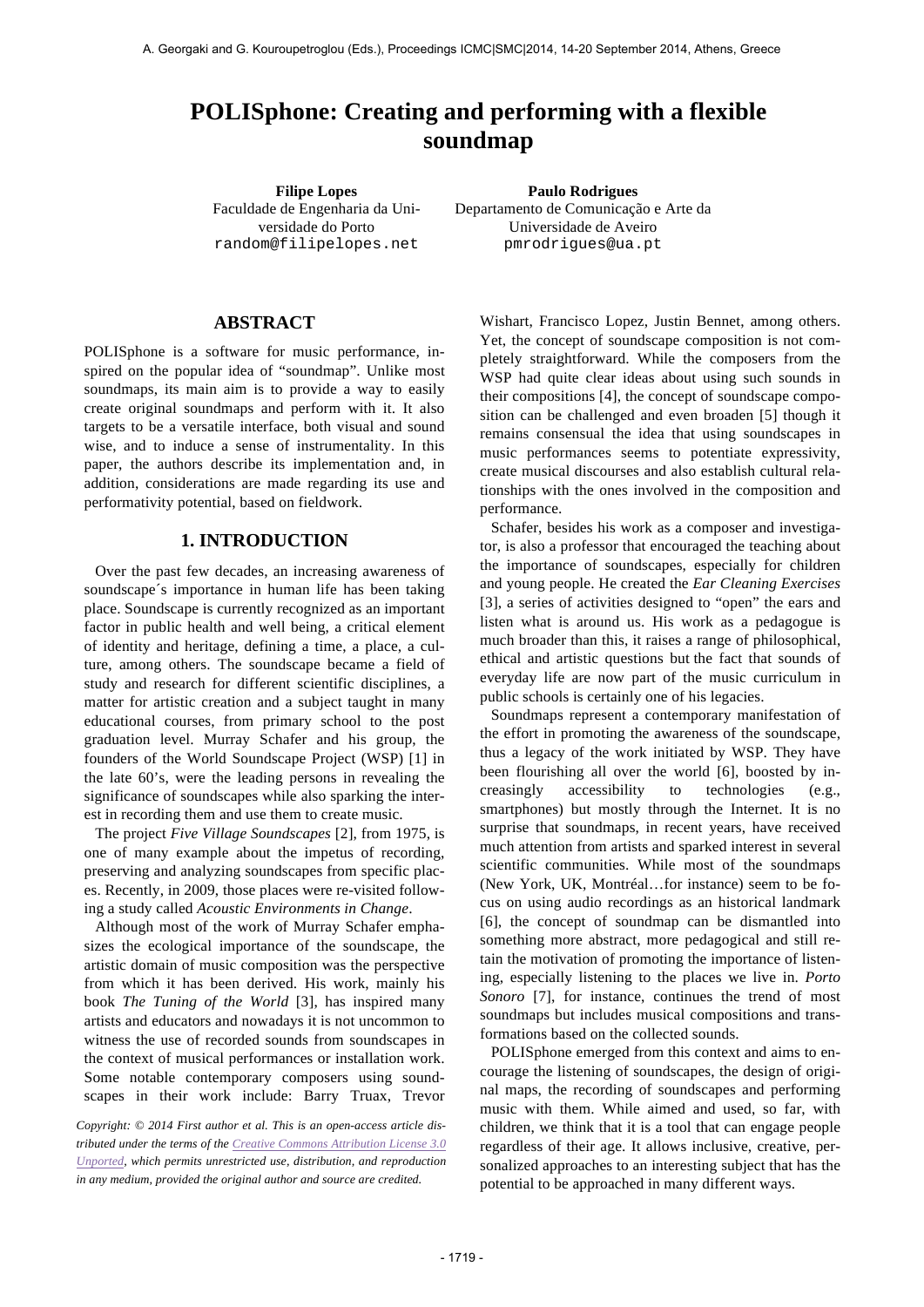# POLISphone: Creating and performing with a flexible soundmap

**Filipe Lopes**
Faculdade de Engenharia da Universidade do Porto
random@filipelopes.net

**Paulo Rodrigues**
Departamento de Comunicação e Arte da Universidade de Aveiro
pmrodrigues@ua.pt

## ABSTRACT

POLISphone is a software for music performance, inspired on the popular idea of "soundmap". Unlike most soundmaps, its main aim is to provide a way to easily create original soundmaps and perform with it. It also targets to be a versatile interface, both visual and sound wise, and to induce a sense of instrumentality. In this paper, the authors describe its implementation and, in addition, considerations are made regarding its use and performativity potential, based on fieldwork.

## 1. INTRODUCTION

Over the past few decades, an increasing awareness of soundscape´s importance in human life has been taking place. Soundscape is currently recognized as an important factor in public health and well being, a critical element of identity and heritage, defining a time, a place, a culture, among others. The soundscape became a field of study and research for different scientific disciplines, a matter for artistic creation and a subject taught in many educational courses, from primary school to the post graduation level. Murray Schafer and his group, the founders of the World Soundscape Project (WSP) [1] in the late 60's, were the leading persons in revealing the significance of soundscapes while also sparking the interest in recording them and use them to create music.

The project *Five Village Soundscapes* [2], from 1975, is one of many example about the impetus of recording, preserving and analyzing soundscapes from specific places. Recently, in 2009, those places were re-visited following a study called *Acoustic Environments in Change*.

Although most of the work of Murray Schafer emphasizes the ecological importance of the soundscape, the artistic domain of music composition was the perspective from which it has been derived. His work, mainly his book *The Tuning of the World* [3], has inspired many artists and educators and nowadays it is not uncommon to witness the use of recorded sounds from soundscapes in the context of musical performances or installation work. Some notable contemporary composers using soundscapes in their work include: Barry Truax, Trevor Wishart, Francisco Lopez, Justin Bennet, among others. Yet, the concept of soundscape composition is not completely straightforward. While the composers from the WSP had quite clear ideas about using such sounds in their compositions [4], the concept of soundscape composition can be challenged and even broaden [5] though it remains consensual the idea that using soundscapes in music performances seems to potentiate expressivity, create musical discourses and also establish cultural relationships with the ones involved in the composition and performance.

Schafer, besides his work as a composer and investigator, is also a professor that encouraged the teaching about the importance of soundscapes, especially for children and young people. He created the *Ear Cleaning Exercises* [3], a series of activities designed to "open" the ears and listen what is around us. His work as a pedagogue is much broader than this, it raises a range of philosophical, ethical and artistic questions but the fact that sounds of everyday life are now part of the music curriculum in public schools is certainly one of his legacies.

Soundmaps represent a contemporary manifestation of the effort in promoting the awareness of the soundscape, thus a legacy of the work initiated by WSP. They have been flourishing all over the world [6], boosted by increasingly accessibility to technologies (e.g., smartphones) but mostly through the Internet. It is no surprise that soundmaps, in recent years, have received much attention from artists and sparked interest in several scientific communities. While most of the soundmaps (New York, UK, Montréal…for instance) seem to be focus on using audio recordings as an historical landmark [6], the concept of soundmap can be dismantled into something more abstract, more pedagogical and still retain the motivation of promoting the importance of listening, especially listening to the places we live in. *Porto Sonoro* [7], for instance, continues the trend of most soundmaps but includes musical compositions and transformations based on the collected sounds.

POLISphone emerged from this context and aims to encourage the listening of soundscapes, the design of original maps, the recording of soundscapes and performing music with them. While aimed and used, so far, with children, we think that it is a tool that can engage people regardless of their age. It allows inclusive, creative, personalized approaches to an interesting subject that has the potential to be approached in many different ways.

*Copyright: © 2014 First author et al. This is an open-access article distributed under the terms of the Creative Commons Attribution License 3.0 Unported, which permits unrestricted use, distribution, and reproduction in any medium, provided the original author and source are credited.*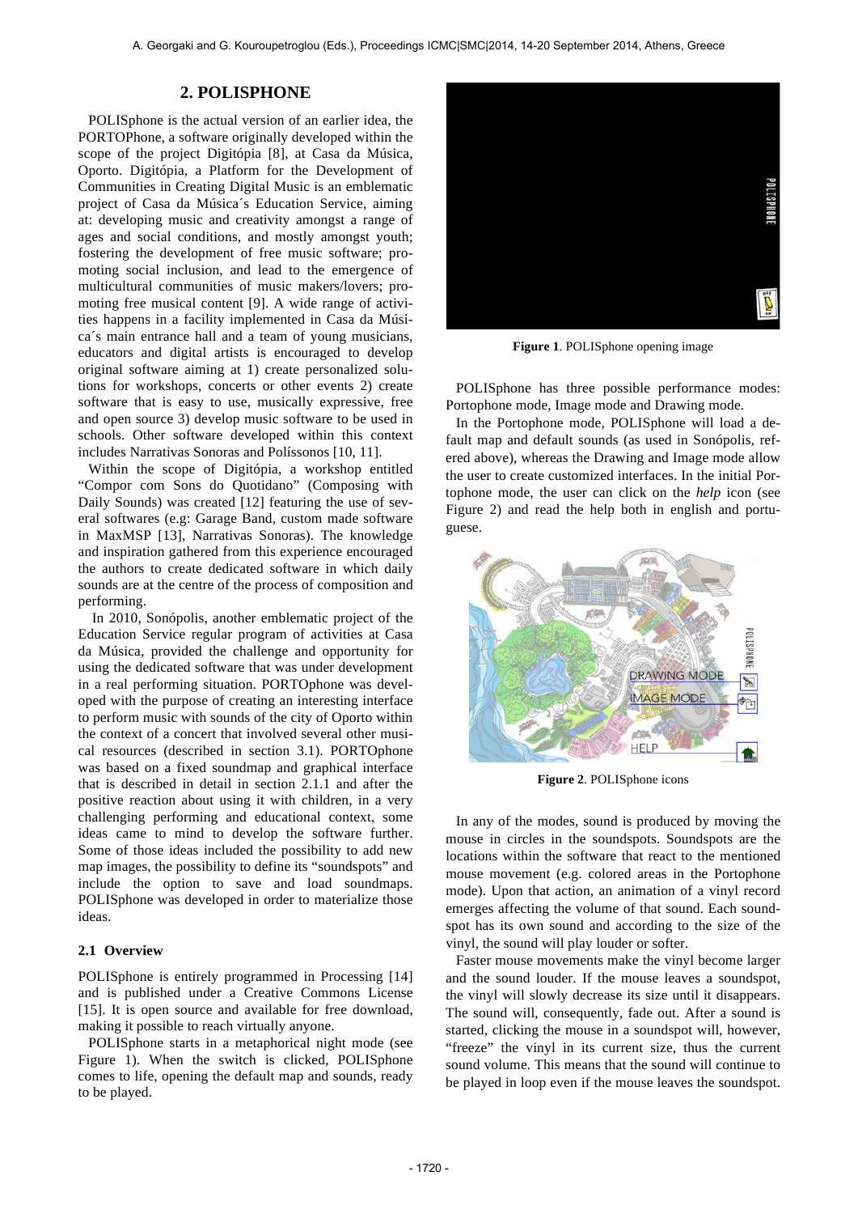## 2. POLISPHONE

POLISphone is the actual version of an earlier idea, the PORTOPhone, a software originally developed within the scope of the project Digitópia [8], at Casa da Música, Oporto. Digitópia, a Platform for the Development of Communities in Creating Digital Music is an emblematic project of Casa da Música´s Education Service, aiming at: developing music and creativity amongst a range of ages and social conditions, and mostly amongst youth; fostering the development of free music software; promoting social inclusion, and lead to the emergence of multicultural communities of music makers/lovers; promoting free musical content [9]. A wide range of activities happens in a facility implemented in Casa da Música´s main entrance hall and a team of young musicians, educators and digital artists is encouraged to develop original software aiming at 1) create personalized solutions for workshops, concerts or other events 2) create software that is easy to use, musically expressive, free and open source 3) develop music software to be used in schools. Other software developed within this context includes Narrativas Sonoras and Políssonos [10, 11].

Within the scope of Digitópia, a workshop entitled "Compor com Sons do Quotidano" (Composing with Daily Sounds) was created [12] featuring the use of several softwares (e.g: Garage Band, custom made software in MaxMSP [13], Narrativas Sonoras). The knowledge and inspiration gathered from this experience encouraged the authors to create dedicated software in which daily sounds are at the centre of the process of composition and performing.

In 2010, Sonópolis, another emblematic project of the Education Service regular program of activities at Casa da Música, provided the challenge and opportunity for using the dedicated software that was under development in a real performing situation. PORTOphone was developed with the purpose of creating an interesting interface to perform music with sounds of the city of Oporto within the context of a concert that involved several other musical resources (described in section 3.1). PORTOphone was based on a fixed soundmap and graphical interface that is described in detail in section 2.1.1 and after the positive reaction about using it with children, in a very challenging performing and educational context, some ideas came to mind to develop the software further. Some of those ideas included the possibility to add new map images, the possibility to define its "soundspots" and include the option to save and load soundmaps. POLISphone was developed in order to materialize those ideas.

### 2.1 Overview

POLISphone is entirely programmed in Processing [14] and is published under a Creative Commons License [15]. It is open source and available for free download, making it possible to reach virtually anyone.

POLISphone starts in a metaphorical night mode (see Figure 1). When the switch is clicked, POLISphone comes to life, opening the default map and sounds, ready to be played.

**Figure 1**. POLISphone opening image

POLISphone has three possible performance modes: Portophone mode, Image mode and Drawing mode.

In the Portophone mode, POLISphone will load a default map and default sounds (as used in Sonópolis, refered above), whereas the Drawing and Image mode allow the user to create customized interfaces. In the initial Portophone mode, the user can click on the *help* icon (see Figure 2) and read the help both in english and portuguese.

**Figure 2**. POLISphone icons

In any of the modes, sound is produced by moving the mouse in circles in the soundspots. Soundspots are the locations within the software that react to the mentioned mouse movement (e.g. colored areas in the Portophone mode). Upon that action, an animation of a vinyl record emerges affecting the volume of that sound. Each soundspot has its own sound and according to the size of the vinyl, the sound will play louder or softer.

Faster mouse movements make the vinyl become larger and the sound louder. If the mouse leaves a soundspot, the vinyl will slowly decrease its size until it disappears. The sound will, consequently, fade out. After a sound is started, clicking the mouse in a soundspot will, however, "freeze" the vinyl in its current size, thus the current sound volume. This means that the sound will continue to be played in loop even if the mouse leaves the soundspot.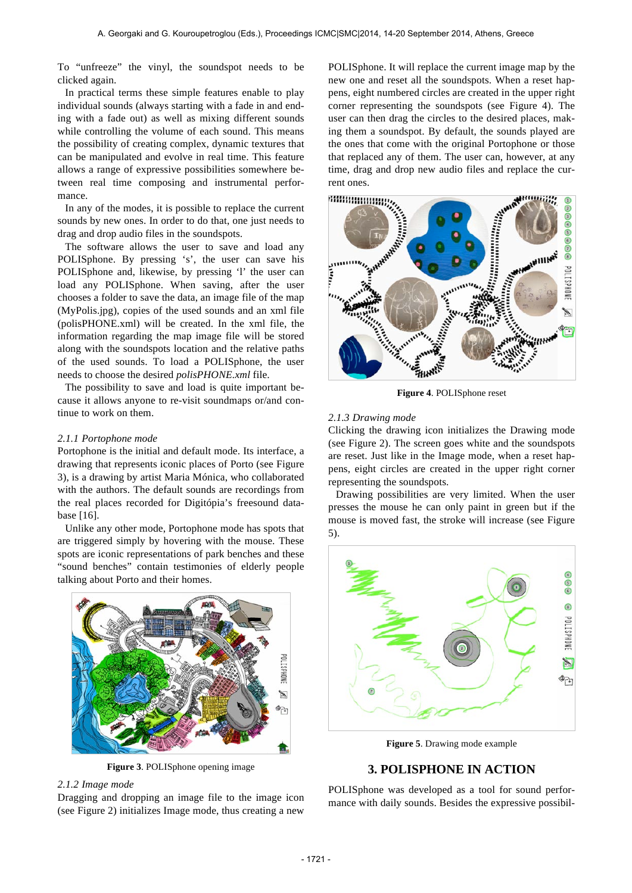To “unfreeze” the vinyl, the soundspot needs to be clicked again.

In practical terms these simple features enable to play individual sounds (always starting with a fade in and ending with a fade out) as well as mixing different sounds while controlling the volume of each sound. This means the possibility of creating complex, dynamic textures that can be manipulated and evolve in real time. This feature allows a range of expressive possibilities somewhere between real time composing and instrumental performance.

In any of the modes, it is possible to replace the current sounds by new ones. In order to do that, one just needs to drag and drop audio files in the soundspots.

The software allows the user to save and load any POLISphone. By pressing ‘s’, the user can save his POLISphone and, likewise, by pressing ‘l’ the user can load any POLISphone. When saving, after the user chooses a folder to save the data, an image file of the map (MyPolis.jpg), copies of the used sounds and an xml file (polisPHONE.xml) will be created. In the xml file, the information regarding the map image file will be stored along with the soundspots location and the relative paths of the used sounds. To load a POLISphone, the user needs to choose the desired *polisPHONE.xml* file.

The possibility to save and load is quite important because it allows anyone to re-visit soundmaps or/and continue to work on them.

### *2.1.1 Portophone mode*

Portophone is the initial and default mode. Its interface, a drawing that represents iconic places of Porto (see Figure 3), is a drawing by artist Maria Mónica, who collaborated with the authors. The default sounds are recordings from the real places recorded for Digitópia’s freesound database [16].

Unlike any other mode, Portophone mode has spots that are triggered simply by hovering with the mouse. These spots are iconic representations of park benches and these “sound benches” contain testimonies of elderly people talking about Porto and their homes.

**Figure 3**. POLISphone opening image

### *2.1.2 Image mode*

Dragging and dropping an image file to the image icon (see Figure 2) initializes Image mode, thus creating a new POLISphone. It will replace the current image map by the new one and reset all the soundspots. When a reset happens, eight numbered circles are created in the upper right corner representing the soundspots (see Figure 4). The user can then drag the circles to the desired places, making them a soundspot. By default, the sounds played are the ones that come with the original Portophone or those that replaced any of them. The user can, however, at any time, drag and drop new audio files and replace the current ones.

**Figure 4**. POLISphone reset

### *2.1.3 Drawing mode*

Clicking the drawing icon initializes the Drawing mode (see Figure 2). The screen goes white and the soundspots are reset. Just like in the Image mode, when a reset happens, eight circles are created in the upper right corner representing the soundspots.

Drawing possibilities are very limited. When the user presses the mouse he can only paint in green but if the mouse is moved fast, the stroke will increase (see Figure 5).

**Figure 5**. Drawing mode example

## 3. POLISPHONE IN ACTION

POLISphone was developed as a tool for sound performance with daily sounds. Besides the expressive possibil-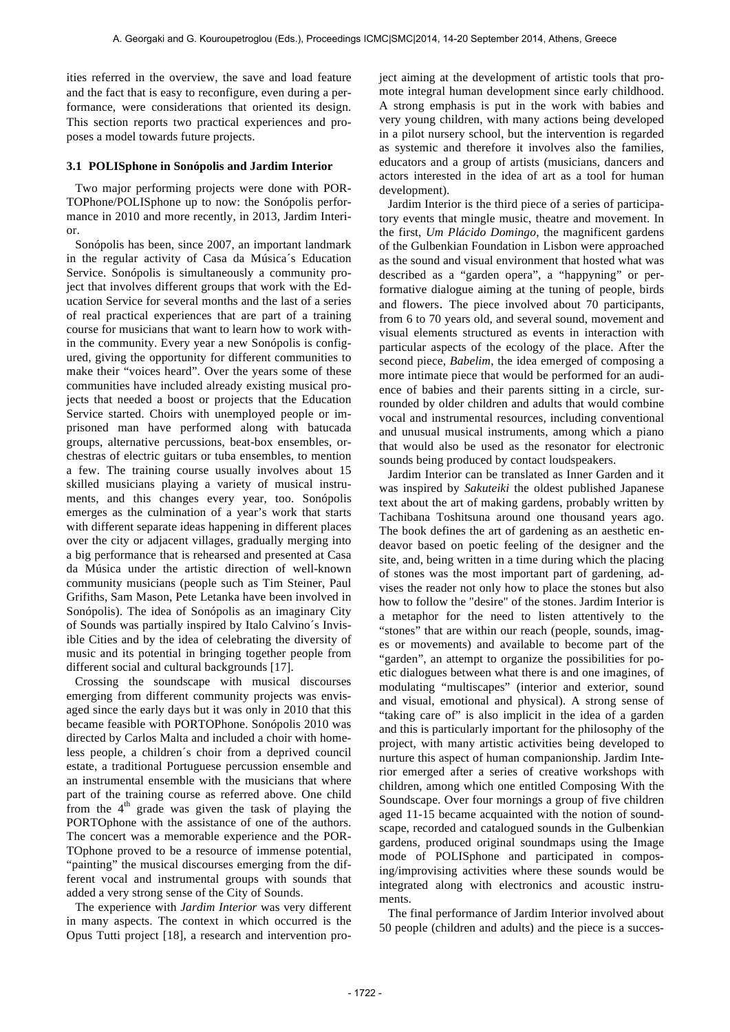ities referred in the overview, the save and load feature and the fact that is easy to reconfigure, even during a performance, were considerations that oriented its design. This section reports two practical experiences and proposes a model towards future projects.

### 3.1 POLISphone in Sonópolis and Jardim Interior

Two major performing projects were done with PORTOPhone/POLISphone up to now: the Sonópolis performance in 2010 and more recently, in 2013, Jardim Interior.

Sonópolis has been, since 2007, an important landmark in the regular activity of Casa da Música´s Education Service. Sonópolis is simultaneously a community project that involves different groups that work with the Education Service for several months and the last of a series of real practical experiences that are part of a training course for musicians that want to learn how to work within the community. Every year a new Sonópolis is configured, giving the opportunity for different communities to make their "voices heard". Over the years some of these communities have included already existing musical projects that needed a boost or projects that the Education Service started. Choirs with unemployed people or imprisoned man have performed along with batucada groups, alternative percussions, beat-box ensembles, orchestras of electric guitars or tuba ensembles, to mention a few. The training course usually involves about 15 skilled musicians playing a variety of musical instruments, and this changes every year, too. Sonópolis emerges as the culmination of a year's work that starts with different separate ideas happening in different places over the city or adjacent villages, gradually merging into a big performance that is rehearsed and presented at Casa da Música under the artistic direction of well-known community musicians (people such as Tim Steiner, Paul Grifiths, Sam Mason, Pete Letanka have been involved in Sonópolis). The idea of Sonópolis as an imaginary City of Sounds was partially inspired by Italo Calvino´s Invisible Cities and by the idea of celebrating the diversity of music and its potential in bringing together people from different social and cultural backgrounds [17].

Crossing the soundscape with musical discourses emerging from different community projects was envisaged since the early days but it was only in 2010 that this became feasible with PORTOPhone. Sonópolis 2010 was directed by Carlos Malta and included a choir with homeless people, a children´s choir from a deprived council estate, a traditional Portuguese percussion ensemble and an instrumental ensemble with the musicians that where part of the training course as referred above. One child from the 4th grade was given the task of playing the PORTOphone with the assistance of one of the authors. The concert was a memorable experience and the PORTOphone proved to be a resource of immense potential, "painting" the musical discourses emerging from the different vocal and instrumental groups with sounds that added a very strong sense of the City of Sounds.

The experience with *Jardim Interior* was very different in many aspects. The context in which occurred is the Opus Tutti project [18], a research and intervention project aiming at the development of artistic tools that promote integral human development since early childhood. A strong emphasis is put in the work with babies and very young children, with many actions being developed in a pilot nursery school, but the intervention is regarded as systemic and therefore it involves also the families, educators and a group of artists (musicians, dancers and actors interested in the idea of art as a tool for human development).

Jardim Interior is the third piece of a series of participatory events that mingle music, theatre and movement. In the first, *Um Plácido Domingo*, the magnificent gardens of the Gulbenkian Foundation in Lisbon were approached as the sound and visual environment that hosted what was described as a "garden opera", a "happyning" or performative dialogue aiming at the tuning of people, birds and flowers. The piece involved about 70 participants, from 6 to 70 years old, and several sound, movement and visual elements structured as events in interaction with particular aspects of the ecology of the place. After the second piece, *Babelim*, the idea emerged of composing a more intimate piece that would be performed for an audience of babies and their parents sitting in a circle, surrounded by older children and adults that would combine vocal and instrumental resources, including conventional and unusual musical instruments, among which a piano that would also be used as the resonator for electronic sounds being produced by contact loudspeakers.

Jardim Interior can be translated as Inner Garden and it was inspired by *Sakuteiki* the oldest published Japanese text about the art of making gardens, probably written by Tachibana Toshitsuna around one thousand years ago. The book defines the art of gardening as an aesthetic endeavor based on poetic feeling of the designer and the site, and, being written in a time during which the placing of stones was the most important part of gardening, advises the reader not only how to place the stones but also how to follow the "desire" of the stones. Jardim Interior is a metaphor for the need to listen attentively to the "stones" that are within our reach (people, sounds, images or movements) and available to become part of the "garden", an attempt to organize the possibilities for poetic dialogues between what there is and one imagines, of modulating "multiscapes" (interior and exterior, sound and visual, emotional and physical). A strong sense of "taking care of" is also implicit in the idea of a garden and this is particularly important for the philosophy of the project, with many artistic activities being developed to nurture this aspect of human companionship. Jardim Interior emerged after a series of creative workshops with children, among which one entitled Composing With the Soundscape. Over four mornings a group of five children aged 11-15 became acquainted with the notion of soundscape, recorded and catalogued sounds in the Gulbenkian gardens, produced original soundmaps using the Image mode of POLISphone and participated in composing/improvising activities where these sounds would be integrated along with electronics and acoustic instruments.

The final performance of Jardim Interior involved about 50 people (children and adults) and the piece is a succes-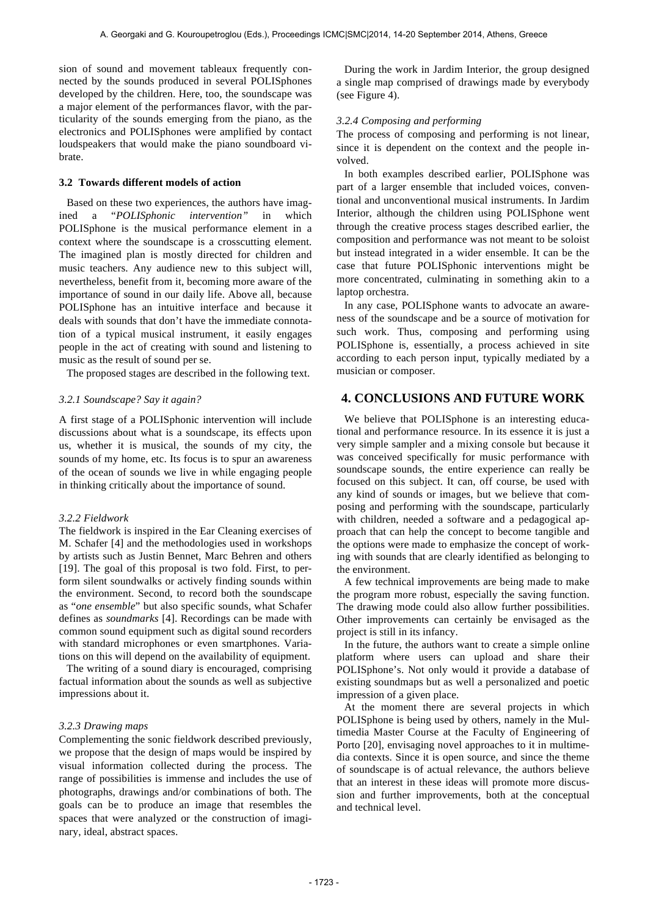sion of sound and movement tableaux frequently connected by the sounds produced in several POLISphones developed by the children. Here, too, the soundscape was a major element of the performances flavor, with the particularity of the sounds emerging from the piano, as the electronics and POLISphones were amplified by contact loudspeakers that would make the piano soundboard vibrate.

### 3.2 Towards different models of action

Based on these two experiences, the authors have imagined a "*POLISphonic intervention"* in which POLISphone is the musical performance element in a context where the soundscape is a crosscutting element. The imagined plan is mostly directed for children and music teachers. Any audience new to this subject will, nevertheless, benefit from it, becoming more aware of the importance of sound in our daily life. Above all, because POLISphone has an intuitive interface and because it deals with sounds that don't have the immediate connotation of a typical musical instrument, it easily engages people in the act of creating with sound and listening to music as the result of sound per se.

The proposed stages are described in the following text.

#### *3.2.1 Soundscape? Say it again?*

A first stage of a POLISphonic intervention will include discussions about what is a soundscape, its effects upon us, whether it is musical, the sounds of my city, the sounds of my home, etc. Its focus is to spur an awareness of the ocean of sounds we live in while engaging people in thinking critically about the importance of sound.

#### *3.2.2 Fieldwork*

The fieldwork is inspired in the Ear Cleaning exercises of M. Schafer [4] and the methodologies used in workshops by artists such as Justin Bennet, Marc Behren and others [19]. The goal of this proposal is two fold. First, to perform silent soundwalks or actively finding sounds within the environment. Second, to record both the soundscape as "*one ensemble*" but also specific sounds, what Schafer defines as *soundmarks* [4]. Recordings can be made with common sound equipment such as digital sound recorders with standard microphones or even smartphones. Variations on this will depend on the availability of equipment.

The writing of a sound diary is encouraged, comprising factual information about the sounds as well as subjective impressions about it.

#### *3.2.3 Drawing maps*

Complementing the sonic fieldwork described previously, we propose that the design of maps would be inspired by visual information collected during the process. The range of possibilities is immense and includes the use of photographs, drawings and/or combinations of both. The goals can be to produce an image that resembles the spaces that were analyzed or the construction of imaginary, ideal, abstract spaces.

During the work in Jardim Interior, the group designed a single map comprised of drawings made by everybody (see Figure 4).

#### *3.2.4 Composing and performing*

The process of composing and performing is not linear, since it is dependent on the context and the people involved.

In both examples described earlier, POLISphone was part of a larger ensemble that included voices, conventional and unconventional musical instruments. In Jardim Interior, although the children using POLISphone went through the creative process stages described earlier, the composition and performance was not meant to be soloist but instead integrated in a wider ensemble. It can be the case that future POLISphonic interventions might be more concentrated, culminating in something akin to a laptop orchestra.

In any case, POLISphone wants to advocate an awareness of the soundscape and be a source of motivation for such work. Thus, composing and performing using POLISphone is, essentially, a process achieved in site according to each person input, typically mediated by a musician or composer.

## 4. CONCLUSIONS AND FUTURE WORK

We believe that POLISphone is an interesting educational and performance resource. In its essence it is just a very simple sampler and a mixing console but because it was conceived specifically for music performance with soundscape sounds, the entire experience can really be focused on this subject. It can, off course, be used with any kind of sounds or images, but we believe that composing and performing with the soundscape, particularly with children, needed a software and a pedagogical approach that can help the concept to become tangible and the options were made to emphasize the concept of working with sounds that are clearly identified as belonging to the environment.

A few technical improvements are being made to make the program more robust, especially the saving function. The drawing mode could also allow further possibilities. Other improvements can certainly be envisaged as the project is still in its infancy.

In the future, the authors want to create a simple online platform where users can upload and share their POLISphone's. Not only would it provide a database of existing soundmaps but as well a personalized and poetic impression of a given place.

At the moment there are several projects in which POLISphone is being used by others, namely in the Multimedia Master Course at the Faculty of Engineering of Porto [20], envisaging novel approaches to it in multimedia contexts. Since it is open source, and since the theme of soundscape is of actual relevance, the authors believe that an interest in these ideas will promote more discussion and further improvements, both at the conceptual and technical level.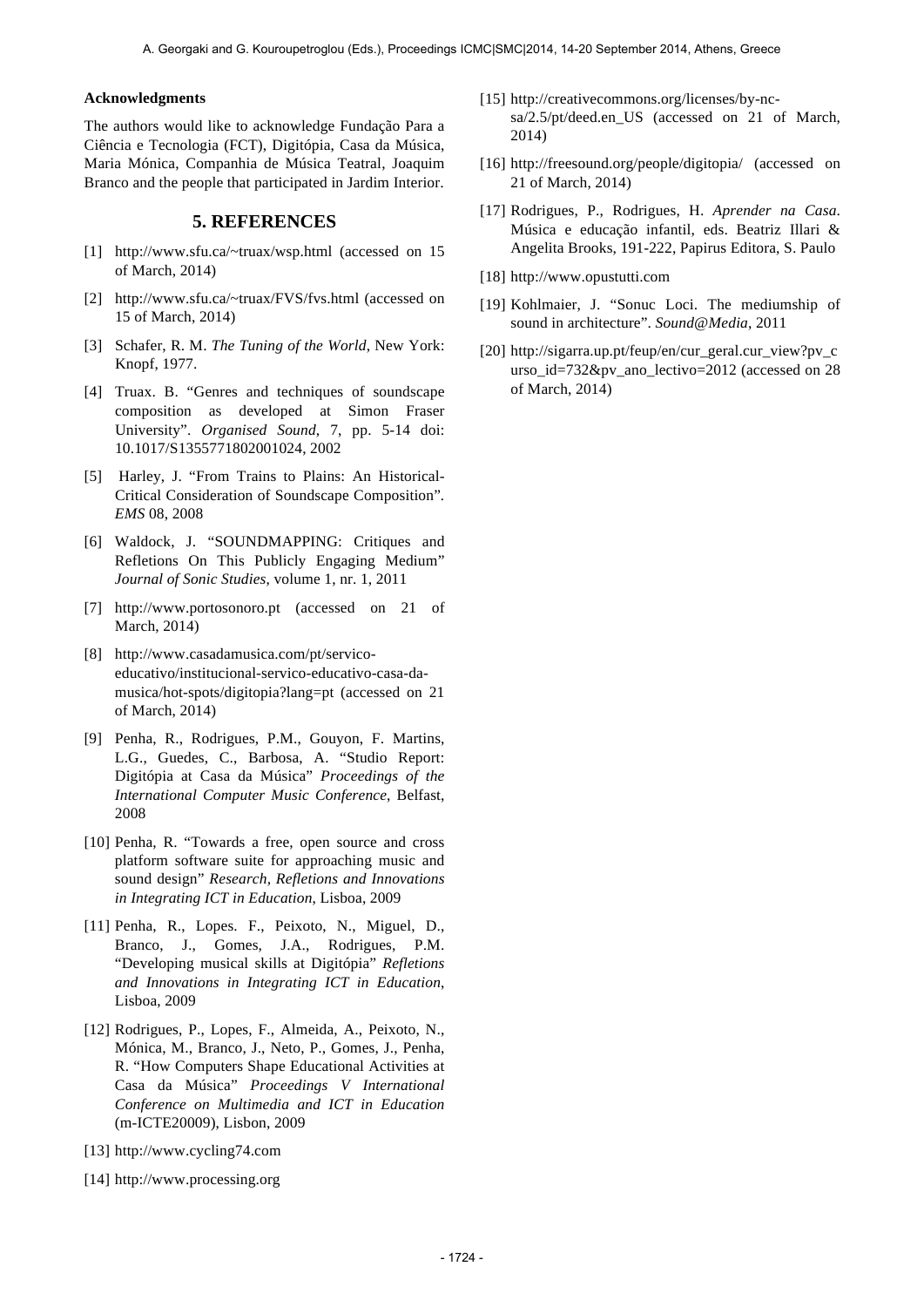**Acknowledgments**

The authors would like to acknowledge Fundação Para a Ciência e Tecnologia (FCT), Digitópia, Casa da Música, Maria Mónica, Companhia de Música Teatral, Joaquim Branco and the people that participated in Jardim Interior.

## 5. REFERENCES

[1] http://www.sfu.ca/~truax/wsp.html (accessed on 15 of March, 2014)

[2] http://www.sfu.ca/~truax/FVS/fvs.html (accessed on 15 of March, 2014)

[3] Schafer, R. M. *The Tuning of the World*, New York: Knopf, 1977.

[4] Truax. B. "Genres and techniques of soundscape composition as developed at Simon Fraser University". *Organised Sound*, 7, pp. 5-14 doi: 10.1017/S1355771802001024, 2002

[5] Harley, J. "From Trains to Plains: An Historical-Critical Consideration of Soundscape Composition". *EMS* 08, 2008

[6] Waldock, J. "SOUNDMAPPING: Critiques and Refletions On This Publicly Engaging Medium" *Journal of Sonic Studies*, volume 1, nr. 1, 2011

[7] http://www.portosonoro.pt (accessed on 21 of March, 2014)

[8] http://www.casadamusica.com/pt/servico-educativo/institucional-servico-educativo-casa-da-musica/hot-spots/digitopia?lang=pt (accessed on 21 of March, 2014)

[9] Penha, R., Rodrigues, P.M., Gouyon, F. Martins, L.G., Guedes, C., Barbosa, A. "Studio Report: Digitópia at Casa da Música" *Proceedings of the International Computer Music Conference*, Belfast, 2008

[10] Penha, R. "Towards a free, open source and cross platform software suite for approaching music and sound design" *Research, Refletions and Innovations in Integrating ICT in Education*, Lisboa, 2009

[11] Penha, R., Lopes. F., Peixoto, N., Miguel, D., Branco, J., Gomes, J.A., Rodrigues, P.M. "Developing musical skills at Digitópia" *Refletions and Innovations in Integrating ICT in Education*, Lisboa, 2009

[12] Rodrigues, P., Lopes, F., Almeida, A., Peixoto, N., Mónica, M., Branco, J., Neto, P., Gomes, J., Penha, R. "How Computers Shape Educational Activities at Casa da Música" *Proceedings V International Conference on Multimedia and ICT in Education* (m-ICTE20009), Lisbon, 2009

[13] http://www.cycling74.com

[14] http://www.processing.org

[15] http://creativecommons.org/licenses/by-nc-sa/2.5/pt/deed.en_US (accessed on 21 of March, 2014)

[16] http://freesound.org/people/digitopia/ (accessed on 21 of March, 2014)

[17] Rodrigues, P., Rodrigues, H. *Aprender na Casa*. Música e educação infantil, eds. Beatriz Illari & Angelita Brooks, 191-222, Papirus Editora, S. Paulo

[18] http://www.opustutti.com

[19] Kohlmaier, J. "Sonuc Loci. The mediumship of sound in architecture". *Sound@Media*, 2011

[20] http://sigarra.up.pt/feup/en/cur_geral.cur_view?pv_curso_id=732&pv_ano_lectivo=2012 (accessed on 28 of March, 2014)